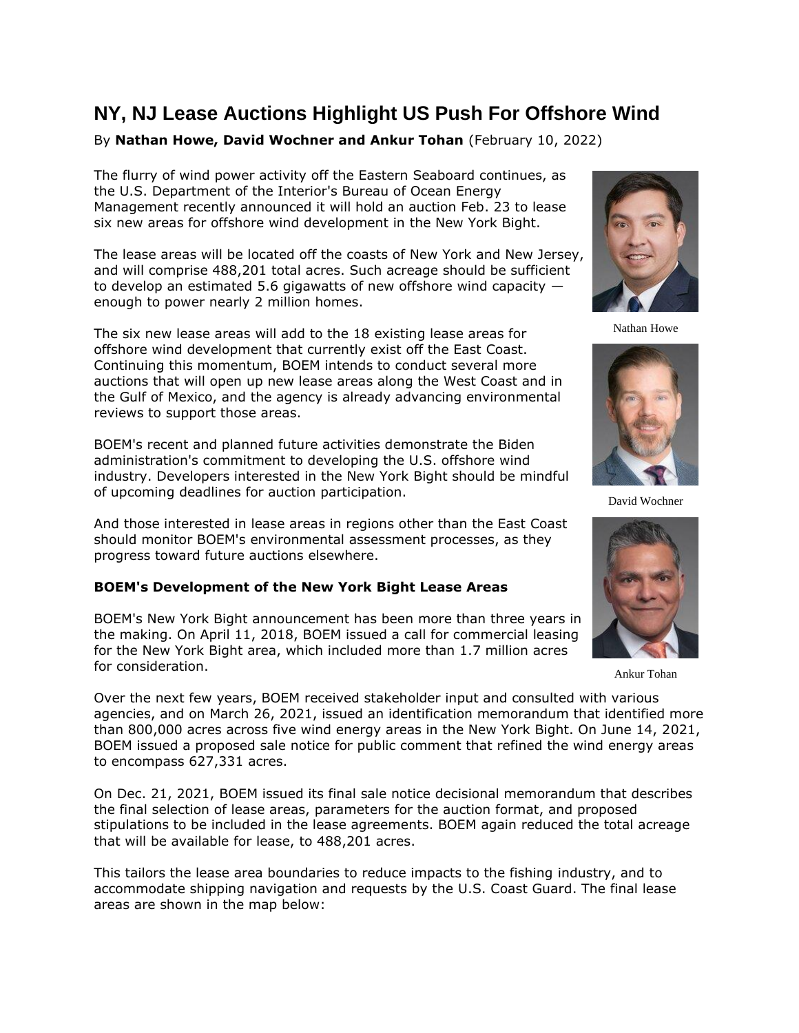# NY, NJ Lease Auctions Highlight US Push For Offshore Wind

By **Nathan Howe, David Wochner and Ankur Tohan** (February 10, 2022)

The flurry of wind power activity off the Eastern Seaboard continues, as the U.S. Department of the Interior's Bureau of Ocean Energy Management recently announced it will hold an auction Feb. 23 to lease six new areas for offshore wind development in the New York Bight.

The lease areas will be located off the coasts of New York and New Jersey, and will comprise 488,201 total acres. Such acreage should be sufficient to develop an estimated 5.6 gigawatts of new offshore wind capacity — enough to power nearly 2 million homes.

The six new lease areas will add to the 18 existing lease areas for offshore wind development that currently exist off the East Coast. Continuing this momentum, BOEM intends to conduct several more auctions that will open up new lease areas along the West Coast and in the Gulf of Mexico, and the agency is already advancing environmental reviews to support those areas.

BOEM's recent and planned future activities demonstrate the Biden administration's commitment to developing the U.S. offshore wind industry. Developers interested in the New York Bight should be mindful of upcoming deadlines for auction participation.

And those interested in lease areas in regions other than the East Coast should monitor BOEM's environmental assessment processes, as they progress toward future auctions elsewhere.

Nathan Howe

David Wochner

Ankur Tohan

**BOEM's Development of the New York Bight Lease Areas**

BOEM's New York Bight announcement has been more than three years in the making. On April 11, 2018, BOEM issued a call for commercial leasing for the New York Bight area, which included more than 1.7 million acres for consideration.

Over the next few years, BOEM received stakeholder input and consulted with various agencies, and on March 26, 2021, issued an identification memorandum that identified more than 800,000 acres across five wind energy areas in the New York Bight. On June 14, 2021, BOEM issued a proposed sale notice for public comment that refined the wind energy areas to encompass 627,331 acres.

On Dec. 21, 2021, BOEM issued its final sale notice decisional memorandum that describes the final selection of lease areas, parameters for the auction format, and proposed stipulations to be included in the lease agreements. BOEM again reduced the total acreage that will be available for lease, to 488,201 acres.

This tailors the lease area boundaries to reduce impacts to the fishing industry, and to accommodate shipping navigation and requests by the U.S. Coast Guard. The final lease areas are shown in the map below: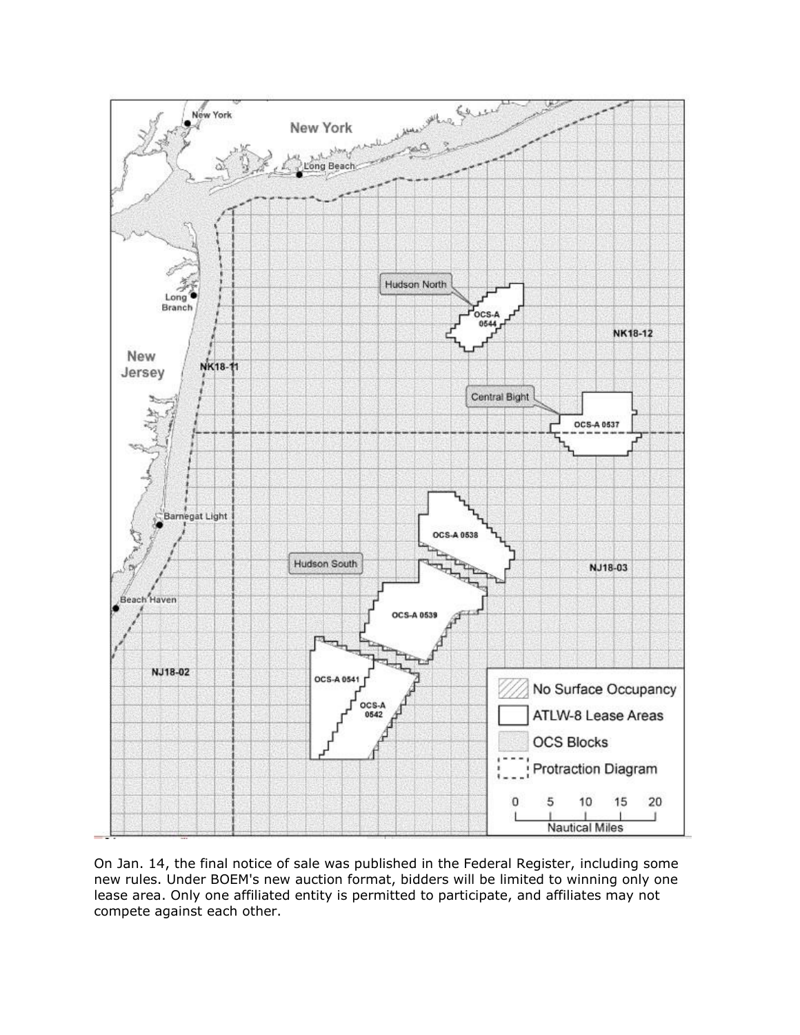New York

New York

Long Beach

Long Branch

New Jersey

NK18-11

Hudson North

OCS-A 0544

NK18-12

Central Bight

OCS-A 0537

Barnegat Light

OCS-A 0538

Hudson South

NJ18-03

Beach Haven

OCS-A 0539

NJ18-02

OCS-A 0541

OCS-A 0542

No Surface Occupancy

ATLW-8 Lease Areas

OCS Blocks

Protraction Diagram

0 5 10 15 20

Nautical Miles

On Jan. 14, the final notice of sale was published in the Federal Register, including some new rules. Under BOEM's new auction format, bidders will be limited to winning only one lease area. Only one affiliated entity is permitted to participate, and affiliates may not compete against each other.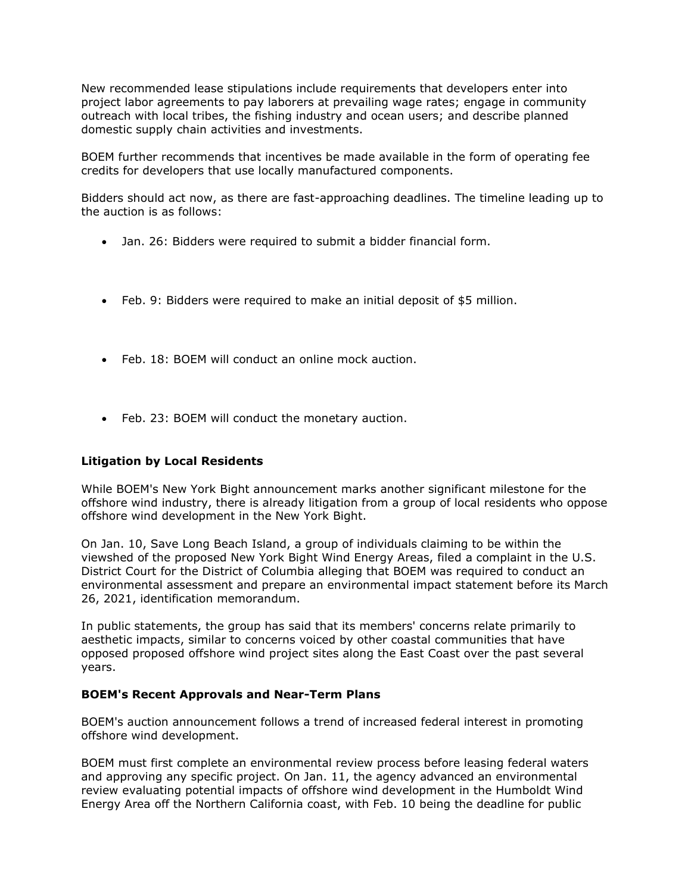New recommended lease stipulations include requirements that developers enter into project labor agreements to pay laborers at prevailing wage rates; engage in community outreach with local tribes, the fishing industry and ocean users; and describe planned domestic supply chain activities and investments.

BOEM further recommends that incentives be made available in the form of operating fee credits for developers that use locally manufactured components.

Bidders should act now, as there are fast-approaching deadlines. The timeline leading up to the auction is as follows:

- Jan. 26: Bidders were required to submit a bidder financial form.
- Feb. 9: Bidders were required to make an initial deposit of $5 million.
- Feb. 18: BOEM will conduct an online mock auction.
- Feb. 23: BOEM will conduct the monetary auction.

**Litigation by Local Residents**

While BOEM's New York Bight announcement marks another significant milestone for the offshore wind industry, there is already litigation from a group of local residents who oppose offshore wind development in the New York Bight.

On Jan. 10, Save Long Beach Island, a group of individuals claiming to be within the viewshed of the proposed New York Bight Wind Energy Areas, filed a complaint in the U.S. District Court for the District of Columbia alleging that BOEM was required to conduct an environmental assessment and prepare an environmental impact statement before its March 26, 2021, identification memorandum.

In public statements, the group has said that its members' concerns relate primarily to aesthetic impacts, similar to concerns voiced by other coastal communities that have opposed proposed offshore wind project sites along the East Coast over the past several years.

**BOEM's Recent Approvals and Near-Term Plans**

BOEM's auction announcement follows a trend of increased federal interest in promoting offshore wind development.

BOEM must first complete an environmental review process before leasing federal waters and approving any specific project. On Jan. 11, the agency advanced an environmental review evaluating potential impacts of offshore wind development in the Humboldt Wind Energy Area off the Northern California coast, with Feb. 10 being the deadline for public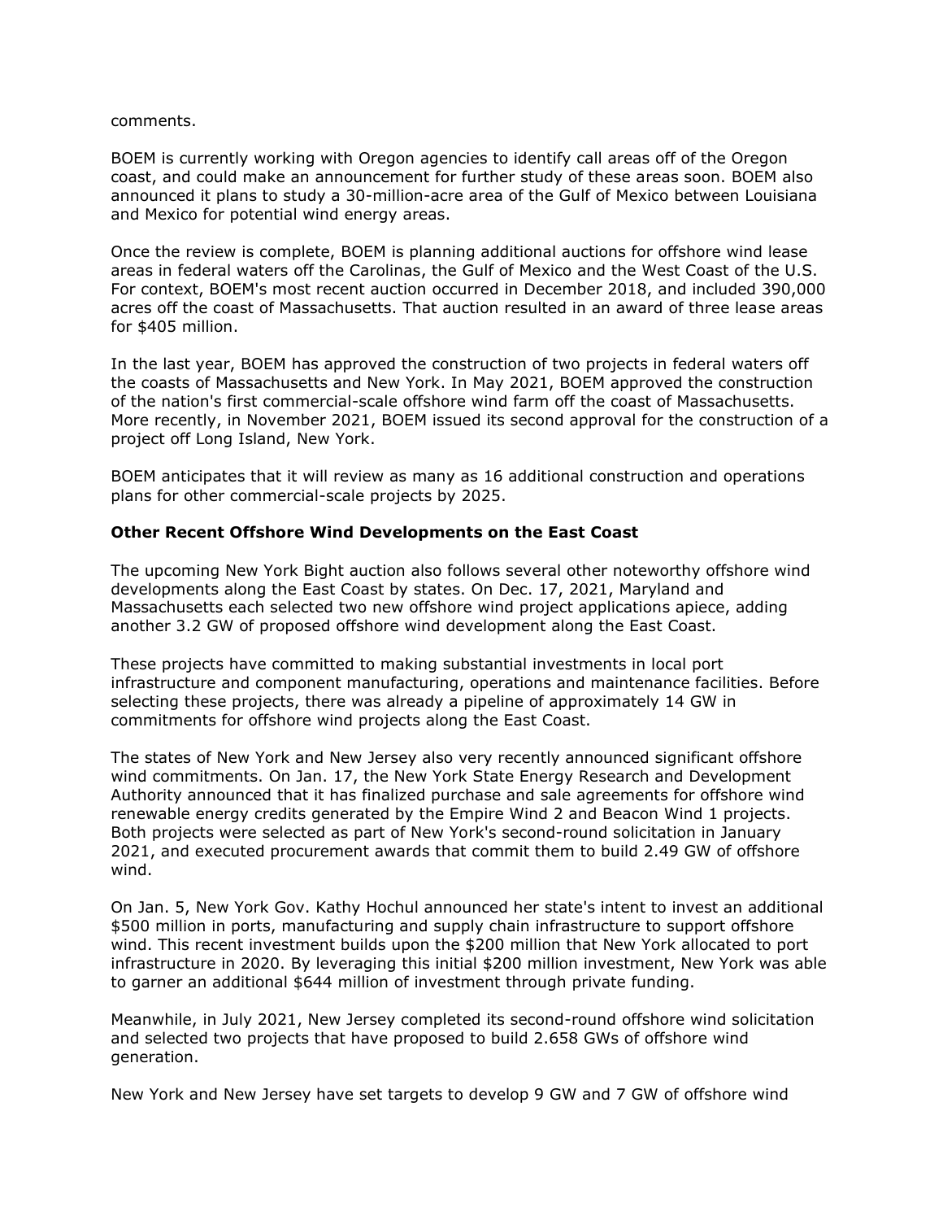comments.

BOEM is currently working with Oregon agencies to identify call areas off of the Oregon coast, and could make an announcement for further study of these areas soon. BOEM also announced it plans to study a 30-million-acre area of the Gulf of Mexico between Louisiana and Mexico for potential wind energy areas.

Once the review is complete, BOEM is planning additional auctions for offshore wind lease areas in federal waters off the Carolinas, the Gulf of Mexico and the West Coast of the U.S. For context, BOEM's most recent auction occurred in December 2018, and included 390,000 acres off the coast of Massachusetts. That auction resulted in an award of three lease areas for $405 million.

In the last year, BOEM has approved the construction of two projects in federal waters off the coasts of Massachusetts and New York. In May 2021, BOEM approved the construction of the nation's first commercial-scale offshore wind farm off the coast of Massachusetts. More recently, in November 2021, BOEM issued its second approval for the construction of a project off Long Island, New York.

BOEM anticipates that it will review as many as 16 additional construction and operations plans for other commercial-scale projects by 2025.

**Other Recent Offshore Wind Developments on the East Coast**

The upcoming New York Bight auction also follows several other noteworthy offshore wind developments along the East Coast by states. On Dec. 17, 2021, Maryland and Massachusetts each selected two new offshore wind project applications apiece, adding another 3.2 GW of proposed offshore wind development along the East Coast.

These projects have committed to making substantial investments in local port infrastructure and component manufacturing, operations and maintenance facilities. Before selecting these projects, there was already a pipeline of approximately 14 GW in commitments for offshore wind projects along the East Coast.

The states of New York and New Jersey also very recently announced significant offshore wind commitments. On Jan. 17, the New York State Energy Research and Development Authority announced that it has finalized purchase and sale agreements for offshore wind renewable energy credits generated by the Empire Wind 2 and Beacon Wind 1 projects. Both projects were selected as part of New York's second-round solicitation in January 2021, and executed procurement awards that commit them to build 2.49 GW of offshore wind.

On Jan. 5, New York Gov. Kathy Hochul announced her state's intent to invest an additional $500 million in ports, manufacturing and supply chain infrastructure to support offshore wind. This recent investment builds upon the $200 million that New York allocated to port infrastructure in 2020. By leveraging this initial $200 million investment, New York was able to garner an additional $644 million of investment through private funding.

Meanwhile, in July 2021, New Jersey completed its second-round offshore wind solicitation and selected two projects that have proposed to build 2.658 GWs of offshore wind generation.

New York and New Jersey have set targets to develop 9 GW and 7 GW of offshore wind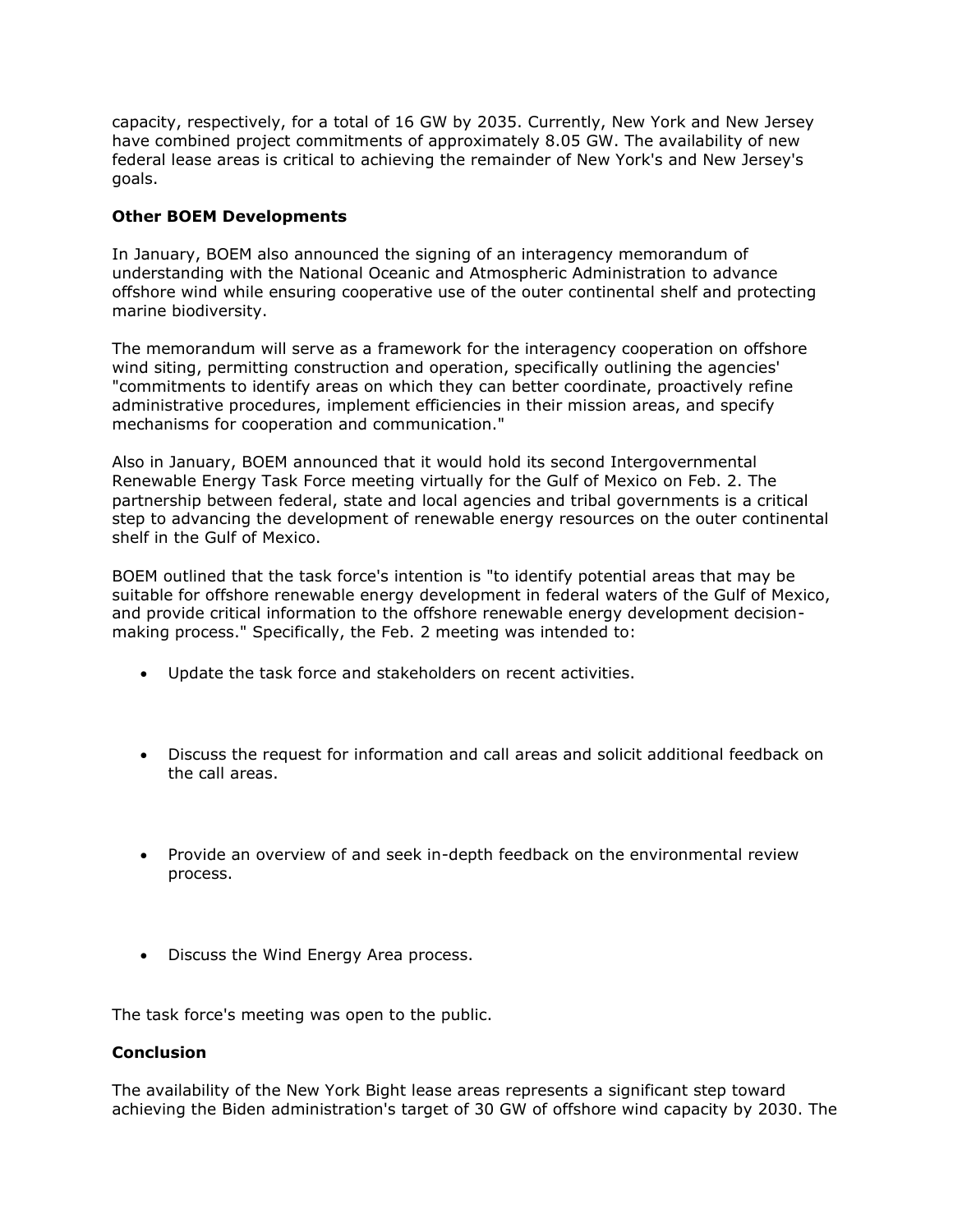capacity, respectively, for a total of 16 GW by 2035. Currently, New York and New Jersey have combined project commitments of approximately 8.05 GW. The availability of new federal lease areas is critical to achieving the remainder of New York's and New Jersey's goals.

**Other BOEM Developments**

In January, BOEM also announced the signing of an interagency memorandum of understanding with the National Oceanic and Atmospheric Administration to advance offshore wind while ensuring cooperative use of the outer continental shelf and protecting marine biodiversity.

The memorandum will serve as a framework for the interagency cooperation on offshore wind siting, permitting construction and operation, specifically outlining the agencies' "commitments to identify areas on which they can better coordinate, proactively refine administrative procedures, implement efficiencies in their mission areas, and specify mechanisms for cooperation and communication."

Also in January, BOEM announced that it would hold its second Intergovernmental Renewable Energy Task Force meeting virtually for the Gulf of Mexico on Feb. 2. The partnership between federal, state and local agencies and tribal governments is a critical step to advancing the development of renewable energy resources on the outer continental shelf in the Gulf of Mexico.

BOEM outlined that the task force's intention is "to identify potential areas that may be suitable for offshore renewable energy development in federal waters of the Gulf of Mexico, and provide critical information to the offshore renewable energy development decision-making process." Specifically, the Feb. 2 meeting was intended to:

- Update the task force and stakeholders on recent activities.
- Discuss the request for information and call areas and solicit additional feedback on the call areas.
- Provide an overview of and seek in-depth feedback on the environmental review process.
- Discuss the Wind Energy Area process.

The task force's meeting was open to the public.

**Conclusion**

The availability of the New York Bight lease areas represents a significant step toward achieving the Biden administration's target of 30 GW of offshore wind capacity by 2030. The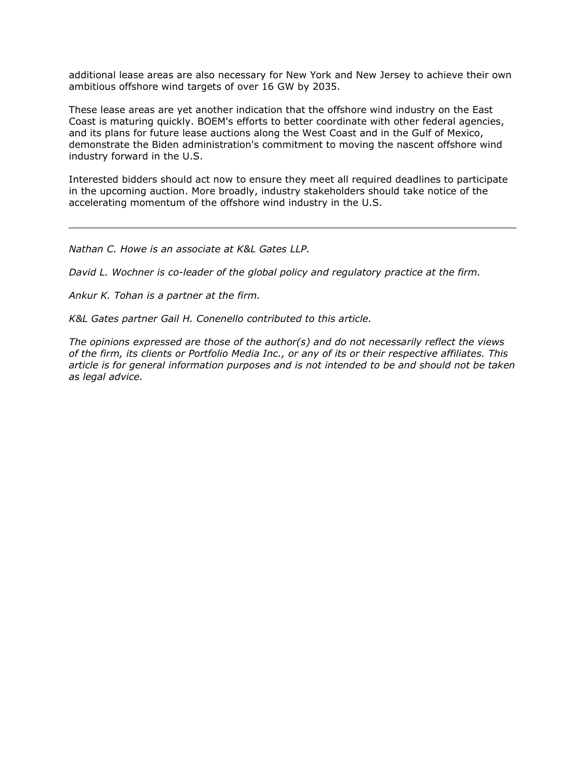additional lease areas are also necessary for New York and New Jersey to achieve their own ambitious offshore wind targets of over 16 GW by 2035.

These lease areas are yet another indication that the offshore wind industry on the East Coast is maturing quickly. BOEM's efforts to better coordinate with other federal agencies, and its plans for future lease auctions along the West Coast and in the Gulf of Mexico, demonstrate the Biden administration's commitment to moving the nascent offshore wind industry forward in the U.S.

Interested bidders should act now to ensure they meet all required deadlines to participate in the upcoming auction. More broadly, industry stakeholders should take notice of the accelerating momentum of the offshore wind industry in the U.S.

---

*Nathan C. Howe is an associate at K&L Gates LLP.*

*David L. Wochner is co-leader of the global policy and regulatory practice at the firm.*

*Ankur K. Tohan is a partner at the firm.*

*K&L Gates partner Gail H. Conenello contributed to this article.*

*The opinions expressed are those of the author(s) and do not necessarily reflect the views of the firm, its clients or Portfolio Media Inc., or any of its or their respective affiliates. This article is for general information purposes and is not intended to be and should not be taken as legal advice.*